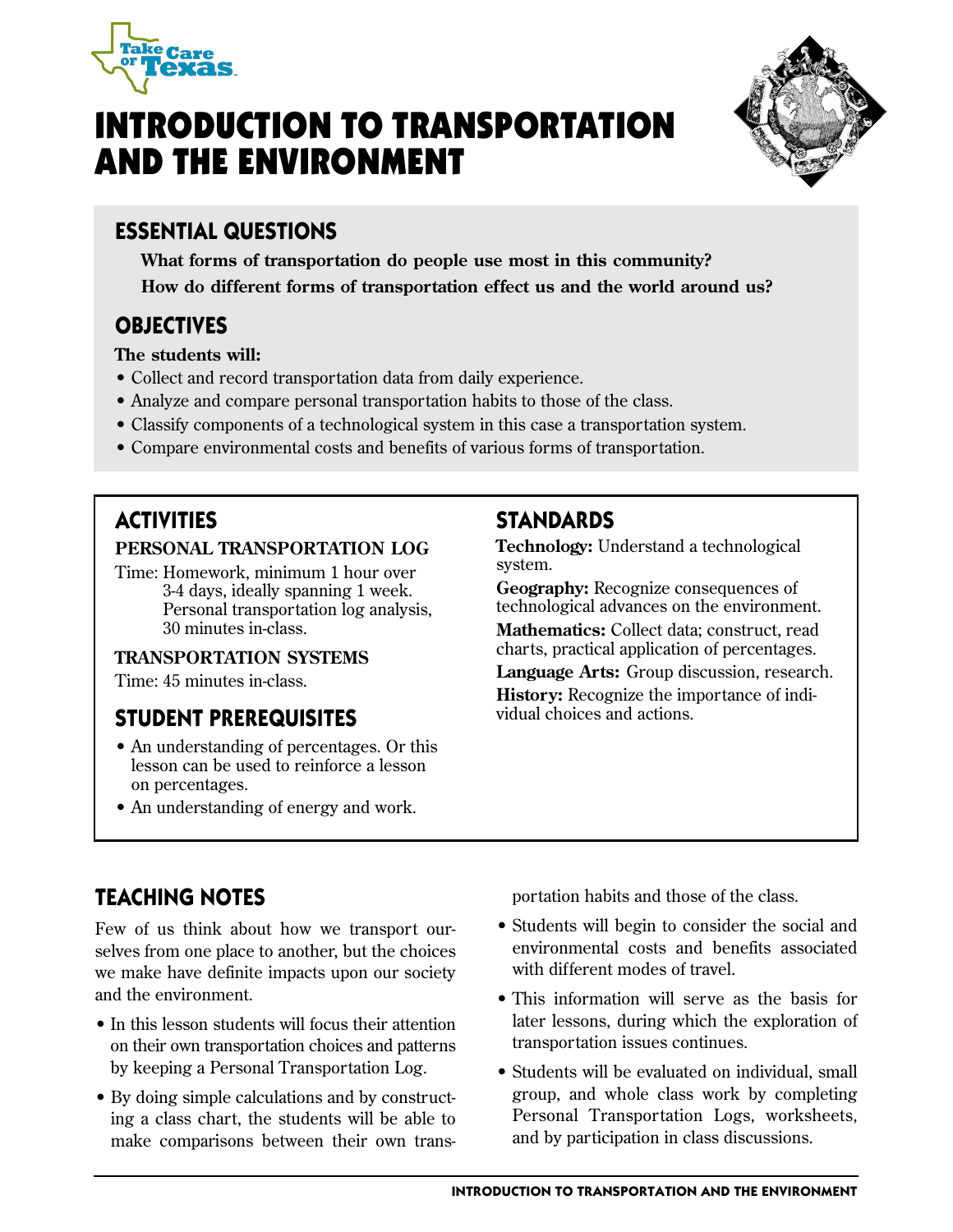# INTRODUCTION TO TRANSPORTATION AND THE ENVIRONMENT

## ESSENTIAL QUESTIONS

**What forms of transportation do people use most in this community?**

**How do different forms of transportation effect us and the world around us?**

## OBJECTIVES

**The students will:**

- Collect and record transportation data from daily experience.
- Analyze and compare personal transportation habits to those of the class.
- Classify components of a technological system in this case a transportation system.
- Compare environmental costs and benefits of various forms of transportation.

## ACTIVITIES

### PERSONAL TRANSPORTATION LOG

Time: Homework, minimum 1 hour over 3-4 days, ideally spanning 1 week. Personal transportation log analysis, 30 minutes in-class.

### TRANSPORTATION SYSTEMS

Time: 45 minutes in-class.

## STUDENT PREREQUISITES

- An understanding of percentages. Or this lesson can be used to reinforce a lesson on percentages.
- An understanding of energy and work.

## STANDARDS

**Technology:** Understand a technological system.

**Geography:** Recognize consequences of technological advances on the environment.

**Mathematics:** Collect data; construct, read charts, practical application of percentages.

**Language Arts:** Group discussion, research.

**History:** Recognize the importance of individual choices and actions.

## TEACHING NOTES

Few of us think about how we transport ourselves from one place to another, but the choices we make have definite impacts upon our society and the environment.

- In this lesson students will focus their attention on their own transportation choices and patterns by keeping a Personal Transportation Log.
- By doing simple calculations and by constructing a class chart, the students will be able to make comparisons between their own transportation habits and those of the class.
- Students will begin to consider the social and environmental costs and benefits associated with different modes of travel.
- This information will serve as the basis for later lessons, during which the exploration of transportation issues continues.
- Students will be evaluated on individual, small group, and whole class work by completing Personal Transportation Logs, worksheets, and by participation in class discussions.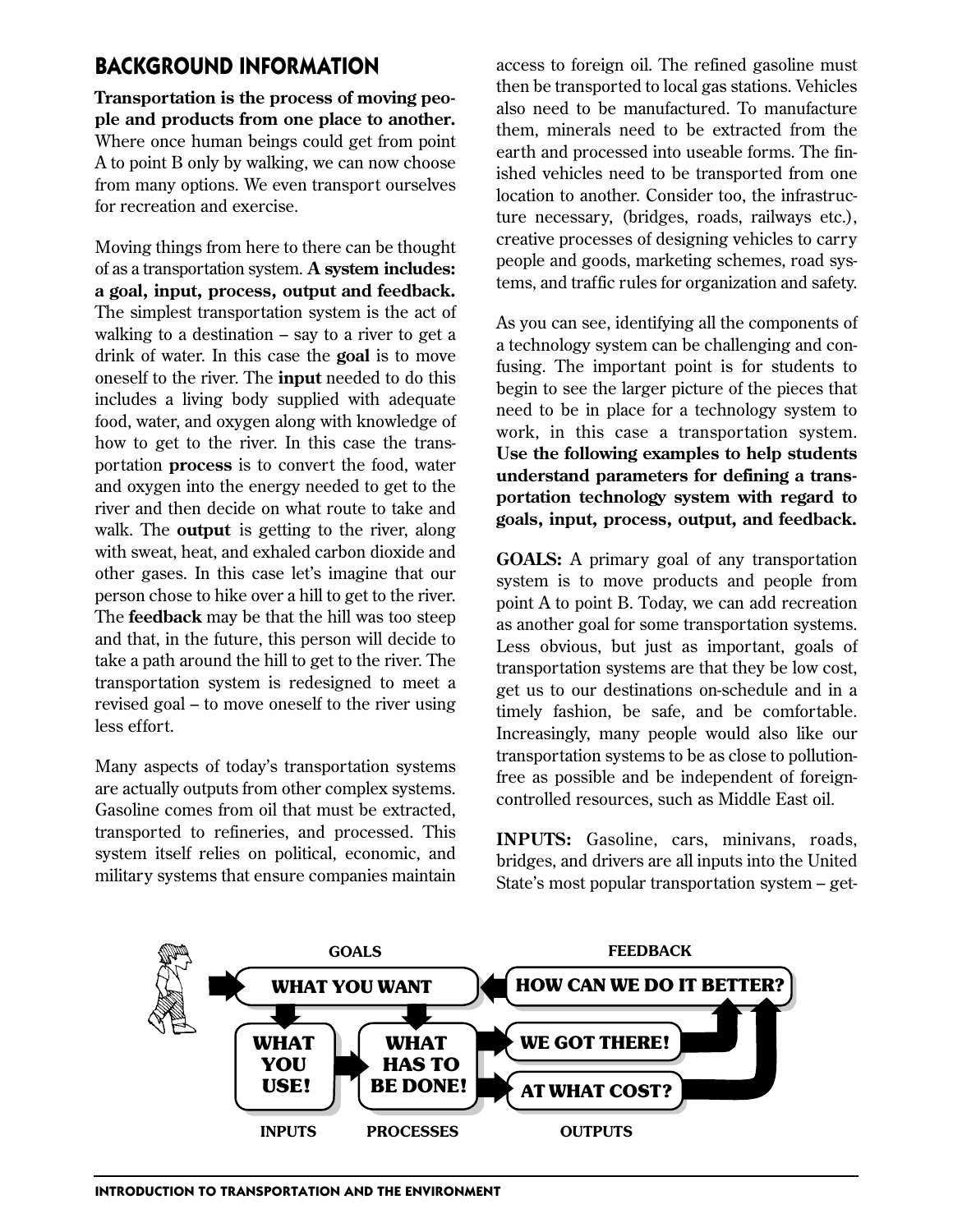## BACKGROUND INFORMATION

**Transportation is the process of moving people and products from one place to another.** Where once human beings could get from point A to point B only by walking, we can now choose from many options. We even transport ourselves for recreation and exercise.

Moving things from here to there can be thought of as a transportation system. **A system includes: a goal, input, process, output and feedback.** The simplest transportation system is the act of walking to a destination – say to a river to get a drink of water. In this case the **goal** is to move oneself to the river. The **input** needed to do this includes a living body supplied with adequate food, water, and oxygen along with knowledge of how to get to the river. In this case the transportation **process** is to convert the food, water and oxygen into the energy needed to get to the river and then decide on what route to take and walk. The **output** is getting to the river, along with sweat, heat, and exhaled carbon dioxide and other gases. In this case let's imagine that our person chose to hike over a hill to get to the river. The **feedback** may be that the hill was too steep and that, in the future, this person will decide to take a path around the hill to get to the river. The transportation system is redesigned to meet a revised goal – to move oneself to the river using less effort.

Many aspects of today's transportation systems are actually outputs from other complex systems. Gasoline comes from oil that must be extracted, transported to refineries, and processed. This system itself relies on political, economic, and military systems that ensure companies maintain access to foreign oil. The refined gasoline must then be transported to local gas stations. Vehicles also need to be manufactured. To manufacture them, minerals need to be extracted from the earth and processed into useable forms. The finished vehicles need to be transported from one location to another. Consider too, the infrastructure necessary, (bridges, roads, railways etc.), creative processes of designing vehicles to carry people and goods, marketing schemes, road systems, and traffic rules for organization and safety.

As you can see, identifying all the components of a technology system can be challenging and confusing. The important point is for students to begin to see the larger picture of the pieces that need to be in place for a technology system to work, in this case a transportation system. **Use the following examples to help students understand parameters for defining a transportation technology system with regard to goals, input, process, output, and feedback.**

**GOALS:** A primary goal of any transportation system is to move products and people from point A to point B. Today, we can add recreation as another goal for some transportation systems. Less obvious, but just as important, goals of transportation systems are that they be low cost, get us to our destinations on-schedule and in a timely fashion, be safe, and be comfortable. Increasingly, many people would also like our transportation systems to be as close to pollution-free as possible and be independent of foreign-controlled resources, such as Middle East oil.

**INPUTS:** Gasoline, cars, minivans, roads, bridges, and drivers are all inputs into the United State's most popular transportation system – get-

GOALS: WHAT YOU WANT

INPUTS: WHAT YOU USE!

PROCESSES: WHAT HAS TO BE DONE!

OUTPUTS: WE GOT THERE! / AT WHAT COST?

FEEDBACK: HOW CAN WE DO IT BETTER?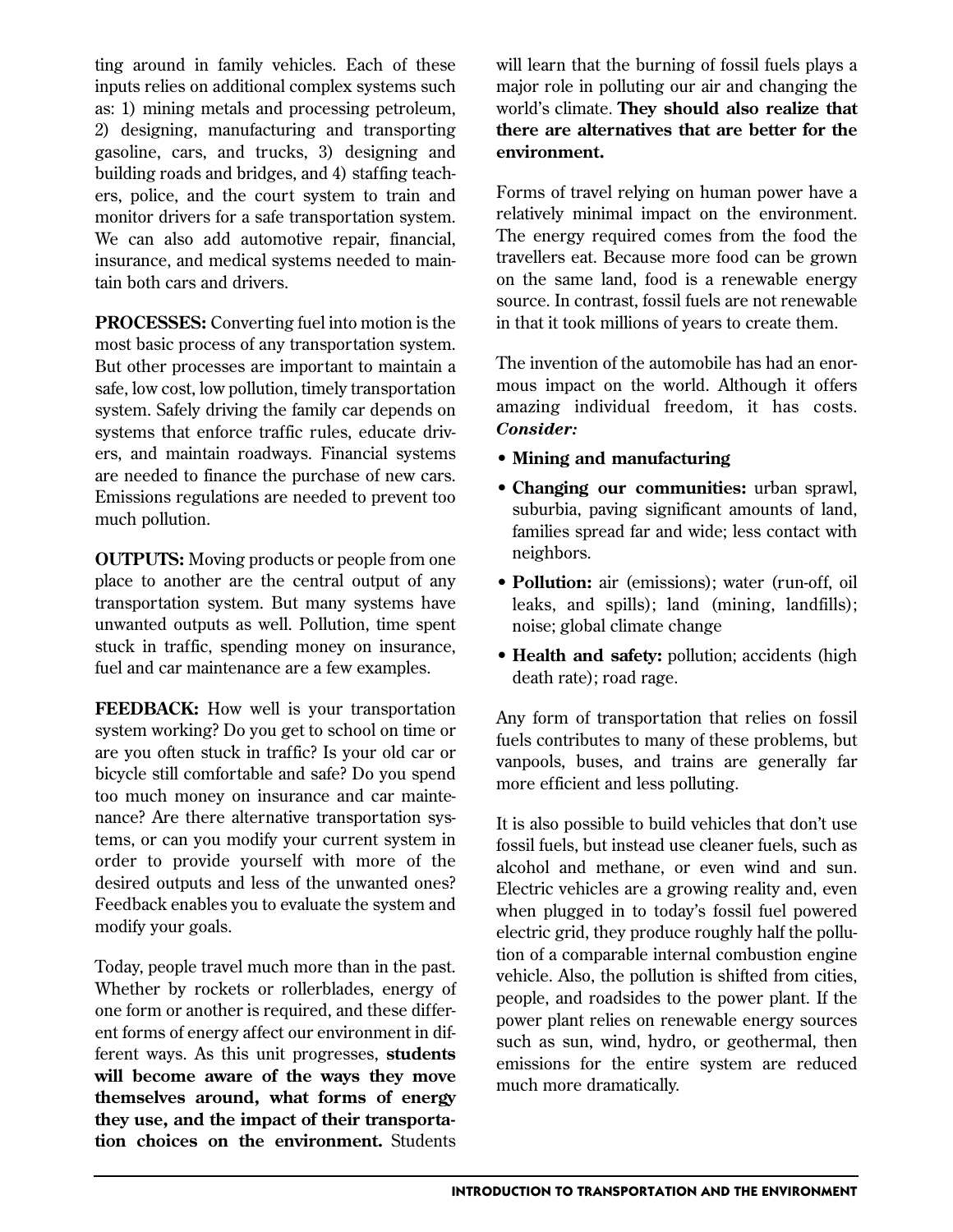ting around in family vehicles. Each of these inputs relies on additional complex systems such as: 1) mining metals and processing petroleum, 2) designing, manufacturing and transporting gasoline, cars, and trucks, 3) designing and building roads and bridges, and 4) staffing teachers, police, and the court system to train and monitor drivers for a safe transportation system. We can also add automotive repair, financial, insurance, and medical systems needed to maintain both cars and drivers.

**PROCESSES:** Converting fuel into motion is the most basic process of any transportation system. But other processes are important to maintain a safe, low cost, low pollution, timely transportation system. Safely driving the family car depends on systems that enforce traffic rules, educate drivers, and maintain roadways. Financial systems are needed to finance the purchase of new cars. Emissions regulations are needed to prevent too much pollution.

**OUTPUTS:** Moving products or people from one place to another are the central output of any transportation system. But many systems have unwanted outputs as well. Pollution, time spent stuck in traffic, spending money on insurance, fuel and car maintenance are a few examples.

**FEEDBACK:** How well is your transportation system working? Do you get to school on time or are you often stuck in traffic? Is your old car or bicycle still comfortable and safe? Do you spend too much money on insurance and car maintenance? Are there alternative transportation systems, or can you modify your current system in order to provide yourself with more of the desired outputs and less of the unwanted ones? Feedback enables you to evaluate the system and modify your goals.

Today, people travel much more than in the past. Whether by rockets or rollerblades, energy of one form or another is required, and these different forms of energy affect our environment in different ways. As this unit progresses, **students will become aware of the ways they move themselves around, what forms of energy they use, and the impact of their transportation choices on the environment.** Students will learn that the burning of fossil fuels plays a major role in polluting our air and changing the world's climate. **They should also realize that there are alternatives that are better for the environment.**

Forms of travel relying on human power have a relatively minimal impact on the environment. The energy required comes from the food the travellers eat. Because more food can be grown on the same land, food is a renewable energy source. In contrast, fossil fuels are not renewable in that it took millions of years to create them.

The invention of the automobile has had an enormous impact on the world. Although it offers amazing individual freedom, it has costs. ***Consider:***

- **Mining and manufacturing**
- **Changing our communities:** urban sprawl, suburbia, paving significant amounts of land, families spread far and wide; less contact with neighbors.
- **Pollution:** air (emissions); water (run-off, oil leaks, and spills); land (mining, landfills); noise; global climate change
- **Health and safety:** pollution; accidents (high death rate); road rage.

Any form of transportation that relies on fossil fuels contributes to many of these problems, but vanpools, buses, and trains are generally far more efficient and less polluting.

It is also possible to build vehicles that don't use fossil fuels, but instead use cleaner fuels, such as alcohol and methane, or even wind and sun. Electric vehicles are a growing reality and, even when plugged in to today's fossil fuel powered electric grid, they produce roughly half the pollution of a comparable internal combustion engine vehicle. Also, the pollution is shifted from cities, people, and roadsides to the power plant. If the power plant relies on renewable energy sources such as sun, wind, hydro, or geothermal, then emissions for the entire system are reduced much more dramatically.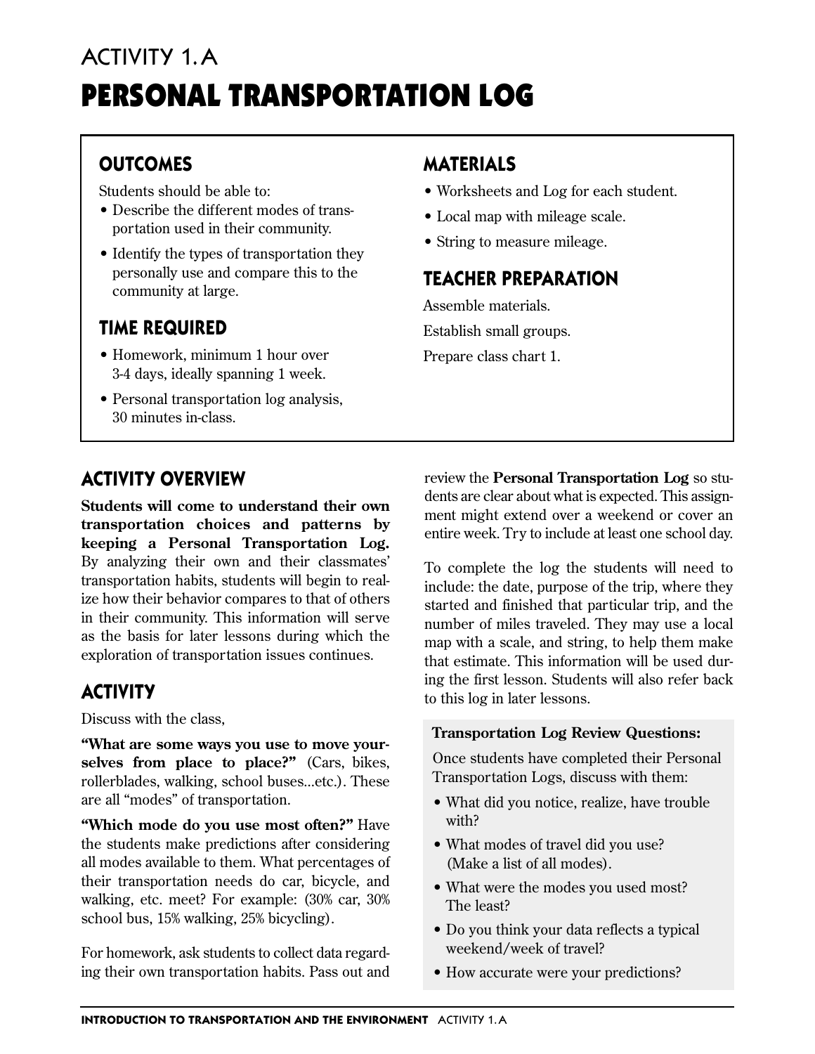ACTIVITY 1.A

# PERSONAL TRANSPORTATION LOG

## OUTCOMES

Students should be able to:

- Describe the different modes of transportation used in their community.
- Identify the types of transportation they personally use and compare this to the community at large.

## TIME REQUIRED

- Homework, minimum 1 hour over 3-4 days, ideally spanning 1 week.
- Personal transportation log analysis, 30 minutes in-class.

## MATERIALS

- Worksheets and Log for each student.
- Local map with mileage scale.
- String to measure mileage.

## TEACHER PREPARATION

Assemble materials.

Establish small groups.

Prepare class chart 1.

## ACTIVITY OVERVIEW

**Students will come to understand their own transportation choices and patterns by keeping a Personal Transportation Log.** By analyzing their own and their classmates' transportation habits, students will begin to realize how their behavior compares to that of others in their community. This information will serve as the basis for later lessons during which the exploration of transportation issues continues.

## ACTIVITY

Discuss with the class,

**"What are some ways you use to move yourselves from place to place?"** (Cars, bikes, rollerblades, walking, school buses...etc.). These are all "modes" of transportation.

**"Which mode do you use most often?"** Have the students make predictions after considering all modes available to them. What percentages of their transportation needs do car, bicycle, and walking, etc. meet? For example: (30% car, 30% school bus, 15% walking, 25% bicycling).

For homework, ask students to collect data regarding their own transportation habits. Pass out and review the **Personal Transportation Log** so students are clear about what is expected. This assignment might extend over a weekend or cover an entire week. Try to include at least one school day.

To complete the log the students will need to include: the date, purpose of the trip, where they started and finished that particular trip, and the number of miles traveled. They may use a local map with a scale, and string, to help them make that estimate. This information will be used during the first lesson. Students will also refer back to this log in later lessons.

**Transportation Log Review Questions:**

Once students have completed their Personal Transportation Logs, discuss with them:

- What did you notice, realize, have trouble with?
- What modes of travel did you use? (Make a list of all modes).
- What were the modes you used most? The least?
- Do you think your data reflects a typical weekend/week of travel?
- How accurate were your predictions?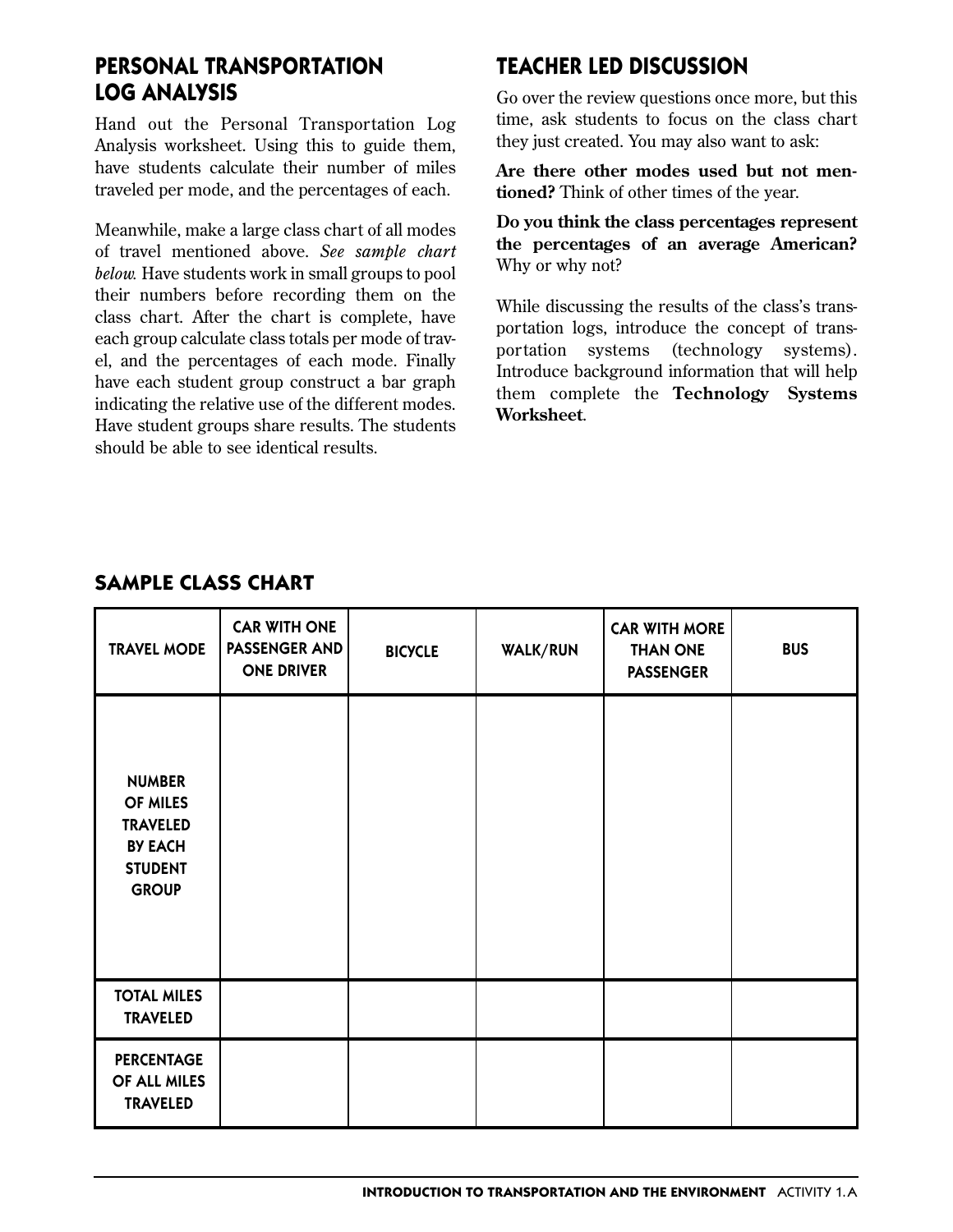## PERSONAL TRANSPORTATION LOG ANALYSIS

Hand out the Personal Transportation Log Analysis worksheet. Using this to guide them, have students calculate their number of miles traveled per mode, and the percentages of each.

Meanwhile, make a large class chart of all modes of travel mentioned above. *See sample chart below.* Have students work in small groups to pool their numbers before recording them on the class chart. After the chart is complete, have each group calculate class totals per mode of travel, and the percentages of each mode. Finally have each student group construct a bar graph indicating the relative use of the different modes. Have student groups share results. The students should be able to see identical results.

## TEACHER LED DISCUSSION

Go over the review questions once more, but this time, ask students to focus on the class chart they just created. You may also want to ask:

**Are there other modes used but not mentioned?** Think of other times of the year.

**Do you think the class percentages represent the percentages of an average American?** Why or why not?

While discussing the results of the class's transportation logs, introduce the concept of transportation systems (technology systems). Introduce background information that will help them complete the **Technology Systems Worksheet**.

## SAMPLE CLASS CHART

| TRAVEL MODE | CAR WITH ONE PASSENGER AND ONE DRIVER | BICYCLE | WALK/RUN | CAR WITH MORE THAN ONE PASSENGER | BUS |
|---|---|---|---|---|---|
| NUMBER OF MILES TRAVELED BY EACH STUDENT GROUP | | | | | |
| TOTAL MILES TRAVELED | | | | | |
| PERCENTAGE OF ALL MILES TRAVELED | | | | | |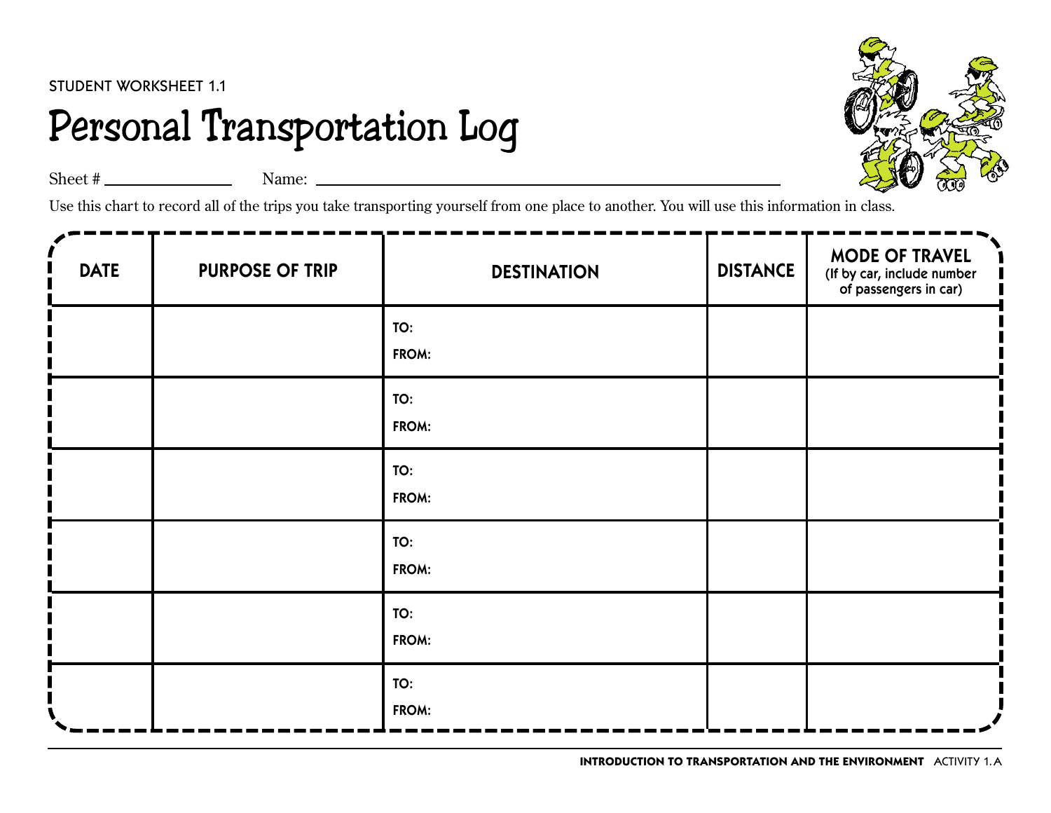STUDENT WORKSHEET 1.1

# Personal Transportation Log

Sheet # ______________ Name: ______________________________________________

Use this chart to record all of the trips you take transporting yourself from one place to another. You will use this information in class.

| DATE | PURPOSE OF TRIP | DESTINATION | DISTANCE | MODE OF TRAVEL (If by car, include number of passengers in car) |
|---|---|---|---|---|
| | | TO: FROM: | | |
| | | TO: FROM: | | |
| | | TO: FROM: | | |
| | | TO: FROM: | | |
| | | TO: FROM: | | |
| | | TO: FROM: | | |

**INTRODUCTION TO TRANSPORTATION AND THE ENVIRONMENT** ACTIVITY 1.A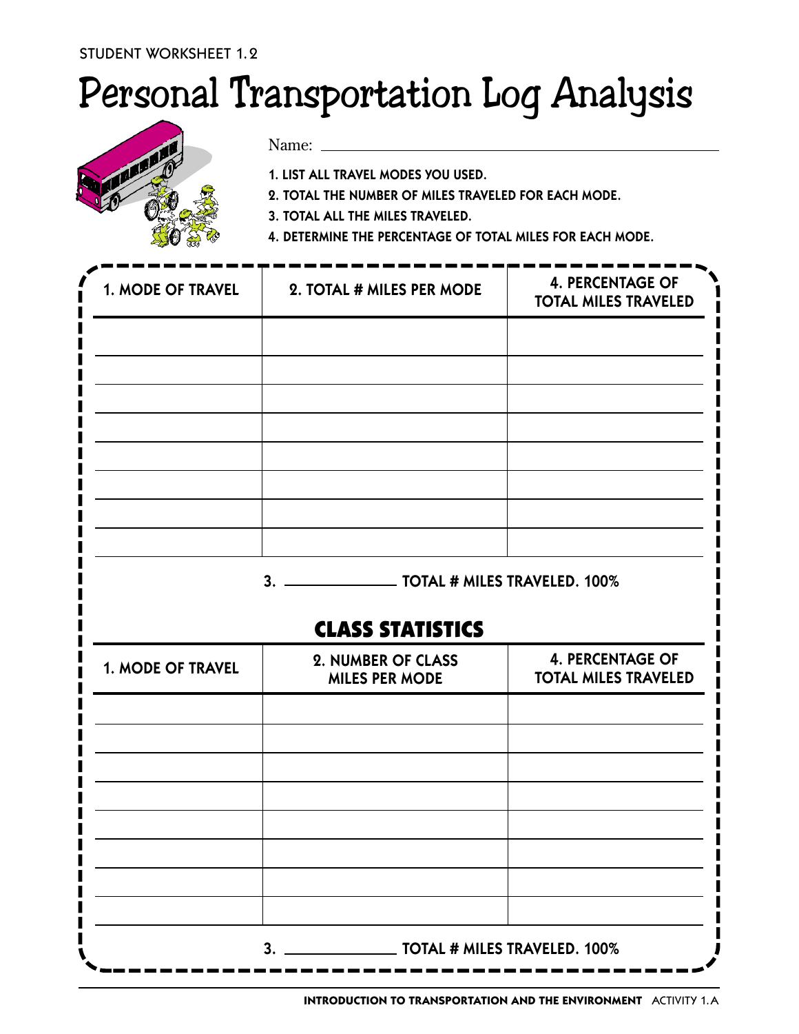STUDENT WORKSHEET 1.2

# Personal Transportation Log Analysis

Name: ______________________________

1. LIST ALL TRAVEL MODES YOU USED.
2. TOTAL THE NUMBER OF MILES TRAVELED FOR EACH MODE.
3. TOTAL ALL THE MILES TRAVELED.
4. DETERMINE THE PERCENTAGE OF TOTAL MILES FOR EACH MODE.

| 1. MODE OF TRAVEL | 2. TOTAL # MILES PER MODE | 4. PERCENTAGE OF TOTAL MILES TRAVELED |
|---|---|---|
| | | |
| | | |
| | | |
| | | |
| | | |
| | | |
| | | |
| | | |

3. ____________ TOTAL # MILES TRAVELED. 100%

## CLASS STATISTICS

| 1. MODE OF TRAVEL | 2. NUMBER OF CLASS MILES PER MODE | 4. PERCENTAGE OF TOTAL MILES TRAVELED |
|---|---|---|
| | | |
| | | |
| | | |
| | | |
| | | |
| | | |
| | | |
| | | |

3. ____________ TOTAL # MILES TRAVELED. 100%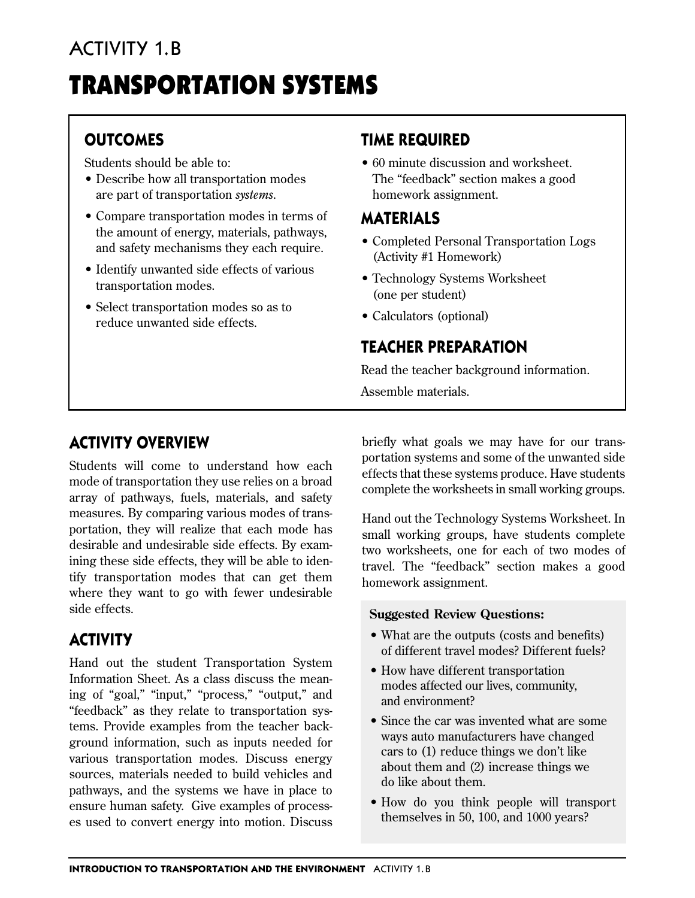# ACTIVITY 1.B

# TRANSPORTATION SYSTEMS

## OUTCOMES

Students should be able to:

- Describe how all transportation modes are part of transportation *systems*.
- Compare transportation modes in terms of the amount of energy, materials, pathways, and safety mechanisms they each require.
- Identify unwanted side effects of various transportation modes.
- Select transportation modes so as to reduce unwanted side effects.

## TIME REQUIRED

- 60 minute discussion and worksheet. The "feedback" section makes a good homework assignment.

## MATERIALS

- Completed Personal Transportation Logs (Activity #1 Homework)
- Technology Systems Worksheet (one per student)
- Calculators (optional)

## TEACHER PREPARATION

Read the teacher background information.

Assemble materials.

## ACTIVITY OVERVIEW

Students will come to understand how each mode of transportation they use relies on a broad array of pathways, fuels, materials, and safety measures. By comparing various modes of transportation, they will realize that each mode has desirable and undesirable side effects. By examining these side effects, they will be able to identify transportation modes that can get them where they want to go with fewer undesirable side effects.

## ACTIVITY

Hand out the student Transportation System Information Sheet. As a class discuss the meaning of "goal," "input," "process," "output," and "feedback" as they relate to transportation systems. Provide examples from the teacher background information, such as inputs needed for various transportation modes. Discuss energy sources, materials needed to build vehicles and pathways, and the systems we have in place to ensure human safety. Give examples of processes used to convert energy into motion. Discuss briefly what goals we may have for our transportation systems and some of the unwanted side effects that these systems produce. Have students complete the worksheets in small working groups.

Hand out the Technology Systems Worksheet. In small working groups, have students complete two worksheets, one for each of two modes of travel. The "feedback" section makes a good homework assignment.

**Suggested Review Questions:**

- What are the outputs (costs and benefits) of different travel modes? Different fuels?
- How have different transportation modes affected our lives, community, and environment?
- Since the car was invented what are some ways auto manufacturers have changed cars to (1) reduce things we don't like about them and (2) increase things we do like about them.
- How do you think people will transport themselves in 50, 100, and 1000 years?